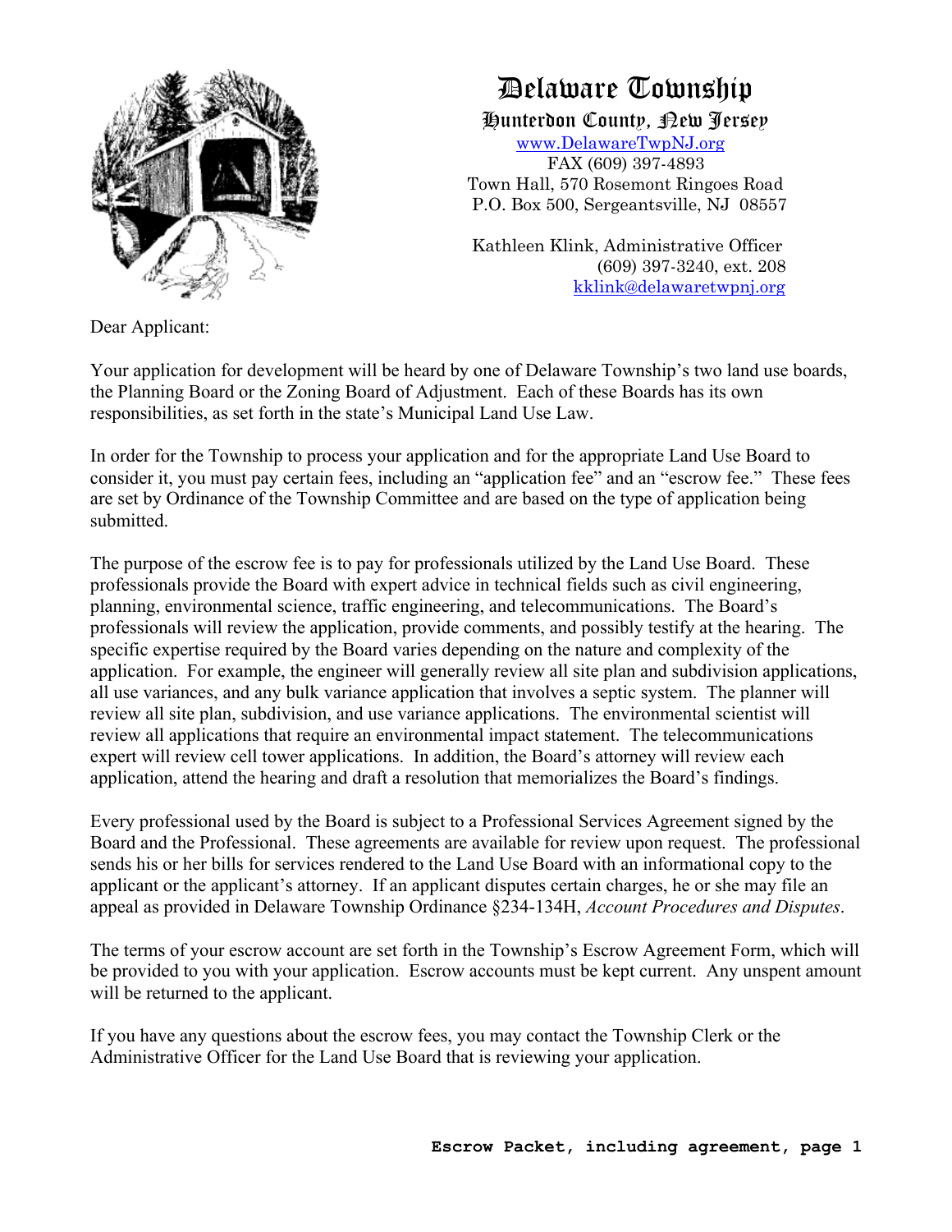# Delaware Township

## Hunterdon County, New Jersey

www.DelawareTwpNJ.org
FAX (609) 397-4893
Town Hall, 570 Rosemont Ringoes Road
P.O. Box 500, Sergeantsville, NJ 08557

Kathleen Klink, Administrative Officer
(609) 397-3240, ext. 208
kklink@delawaretwpnj.org

Dear Applicant:

Your application for development will be heard by one of Delaware Township's two land use boards, the Planning Board or the Zoning Board of Adjustment. Each of these Boards has its own responsibilities, as set forth in the state's Municipal Land Use Law.

In order for the Township to process your application and for the appropriate Land Use Board to consider it, you must pay certain fees, including an "application fee" and an "escrow fee." These fees are set by Ordinance of the Township Committee and are based on the type of application being submitted.

The purpose of the escrow fee is to pay for professionals utilized by the Land Use Board. These professionals provide the Board with expert advice in technical fields such as civil engineering, planning, environmental science, traffic engineering, and telecommunications. The Board's professionals will review the application, provide comments, and possibly testify at the hearing. The specific expertise required by the Board varies depending on the nature and complexity of the application. For example, the engineer will generally review all site plan and subdivision applications, all use variances, and any bulk variance application that involves a septic system. The planner will review all site plan, subdivision, and use variance applications. The environmental scientist will review all applications that require an environmental impact statement. The telecommunications expert will review cell tower applications. In addition, the Board's attorney will review each application, attend the hearing and draft a resolution that memorializes the Board's findings.

Every professional used by the Board is subject to a Professional Services Agreement signed by the Board and the Professional. These agreements are available for review upon request. The professional sends his or her bills for services rendered to the Land Use Board with an informational copy to the applicant or the applicant's attorney. If an applicant disputes certain charges, he or she may file an appeal as provided in Delaware Township Ordinance §234-134H, *Account Procedures and Disputes*.

The terms of your escrow account are set forth in the Township's Escrow Agreement Form, which will be provided to you with your application. Escrow accounts must be kept current. Any unspent amount will be returned to the applicant.

If you have any questions about the escrow fees, you may contact the Township Clerk or the Administrative Officer for the Land Use Board that is reviewing your application.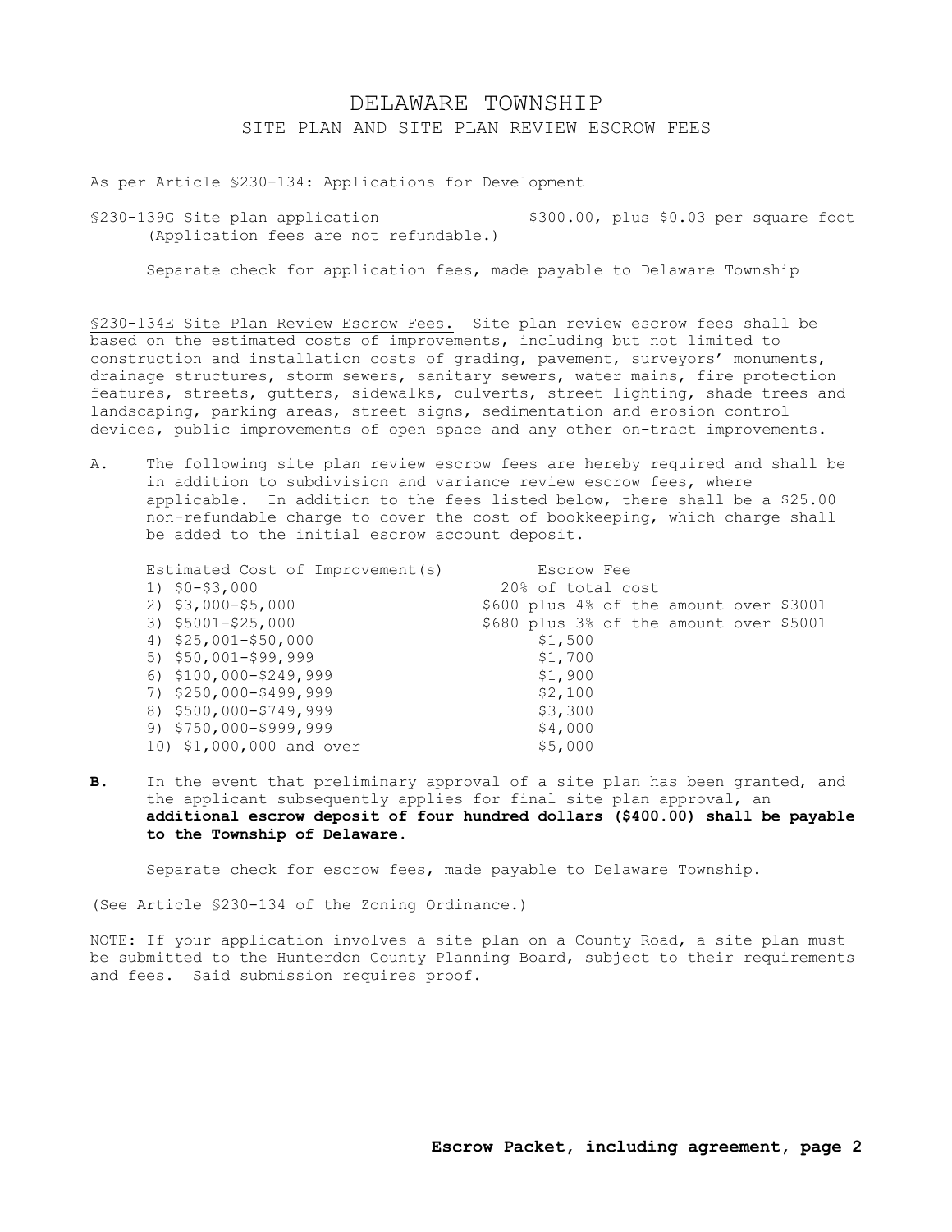# DELAWARE TOWNSHIP

## SITE PLAN AND SITE PLAN REVIEW ESCROW FEES

As per Article §230-134: Applications for Development

§230-139G Site plan application — $300.00, plus $0.03 per square foot
(Application fees are not refundable.)

Separate check for application fees, made payable to Delaware Township

<u>§230-134E Site Plan Review Escrow Fees.</u> Site plan review escrow fees shall be based on the estimated costs of improvements, including but not limited to construction and installation costs of grading, pavement, surveyors' monuments, drainage structures, storm sewers, sanitary sewers, water mains, fire protection features, streets, gutters, sidewalks, culverts, street lighting, shade trees and landscaping, parking areas, street signs, sedimentation and erosion control devices, public improvements of open space and any other on-tract improvements.

A. The following site plan review escrow fees are hereby required and shall be in addition to subdivision and variance review escrow fees, where applicable. In addition to the fees listed below, there shall be a $25.00 non-refundable charge to cover the cost of bookkeeping, which charge shall be added to the initial escrow account deposit.

| Estimated Cost of Improvement(s) | Escrow Fee |
|---|---|
| 1) $0-$3,000 | 20% of total cost |
| 2) $3,000-$5,000 | $600 plus 4% of the amount over $3001 |
| 3) $5001-$25,000 | $680 plus 3% of the amount over $5001 |
| 4) $25,001-$50,000 | $1,500 |
| 5) $50,001-$99,999 | $1,700 |
| 6) $100,000-$249,999 | $1,900 |
| 7) $250,000-$499,999 | $2,100 |
| 8) $500,000-$749,999 | $3,300 |
| 9) $750,000-$999,999 | $4,000 |
| 10) $1,000,000 and over | $5,000 |

**B.** In the event that preliminary approval of a site plan has been granted, and the applicant subsequently applies for final site plan approval, an **additional escrow deposit of four hundred dollars ($400.00) shall be payable to the Township of Delaware.**

Separate check for escrow fees, made payable to Delaware Township.

(See Article §230-134 of the Zoning Ordinance.)

NOTE: If your application involves a site plan on a County Road, a site plan must be submitted to the Hunterdon County Planning Board, subject to their requirements and fees. Said submission requires proof.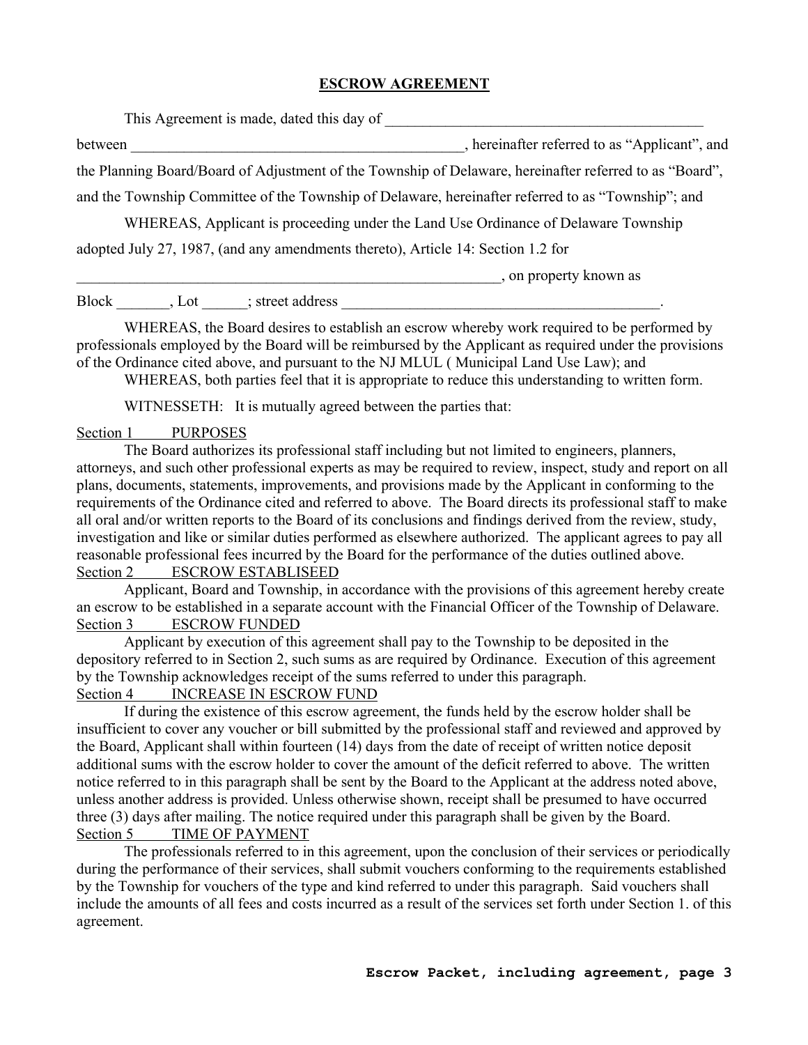# ESCROW AGREEMENT

This Agreement is made, dated this day of ___________________________________________

between _____________________________________________, hereinafter referred to as "Applicant", and the Planning Board/Board of Adjustment of the Township of Delaware, hereinafter referred to as "Board", and the Township Committee of the Township of Delaware, hereinafter referred to as "Township"; and

WHEREAS, Applicant is proceeding under the Land Use Ordinance of Delaware Township adopted July 27, 1987, (and any amendments thereto), Article 14: Section 1.2 for

____________________________________________________________, on property known as

Block _______, Lot ______; street address ___________________________________________.

WHEREAS, the Board desires to establish an escrow whereby work required to be performed by professionals employed by the Board will be reimbursed by the Applicant as required under the provisions of the Ordinance cited above, and pursuant to the NJ MLUL ( Municipal Land Use Law); and

WHEREAS, both parties feel that it is appropriate to reduce this understanding to written form.

WITNESSETH: It is mutually agreed between the parties that:

Section 1 PURPOSES

The Board authorizes its professional staff including but not limited to engineers, planners, attorneys, and such other professional experts as may be required to review, inspect, study and report on all plans, documents, statements, improvements, and provisions made by the Applicant in conforming to the requirements of the Ordinance cited and referred to above. The Board directs its professional staff to make all oral and/or written reports to the Board of its conclusions and findings derived from the review, study, investigation and like or similar duties performed as elsewhere authorized. The applicant agrees to pay all reasonable professional fees incurred by the Board for the performance of the duties outlined above.

Section 2 ESCROW ESTABLISEED

Applicant, Board and Township, in accordance with the provisions of this agreement hereby create an escrow to be established in a separate account with the Financial Officer of the Township of Delaware.

Section 3 ESCROW FUNDED

Applicant by execution of this agreement shall pay to the Township to be deposited in the depository referred to in Section 2, such sums as are required by Ordinance. Execution of this agreement by the Township acknowledges receipt of the sums referred to under this paragraph.

Section 4 INCREASE IN ESCROW FUND

If during the existence of this escrow agreement, the funds held by the escrow holder shall be insufficient to cover any voucher or bill submitted by the professional staff and reviewed and approved by the Board, Applicant shall within fourteen (14) days from the date of receipt of written notice deposit additional sums with the escrow holder to cover the amount of the deficit referred to above. The written notice referred to in this paragraph shall be sent by the Board to the Applicant at the address noted above, unless another address is provided. Unless otherwise shown, receipt shall be presumed to have occurred three (3) days after mailing. The notice required under this paragraph shall be given by the Board.

Section 5 TIME OF PAYMENT

The professionals referred to in this agreement, upon the conclusion of their services or periodically during the performance of their services, shall submit vouchers conforming to the requirements established by the Township for vouchers of the type and kind referred to under this paragraph. Said vouchers shall include the amounts of all fees and costs incurred as a result of the services set forth under Section 1. of this agreement.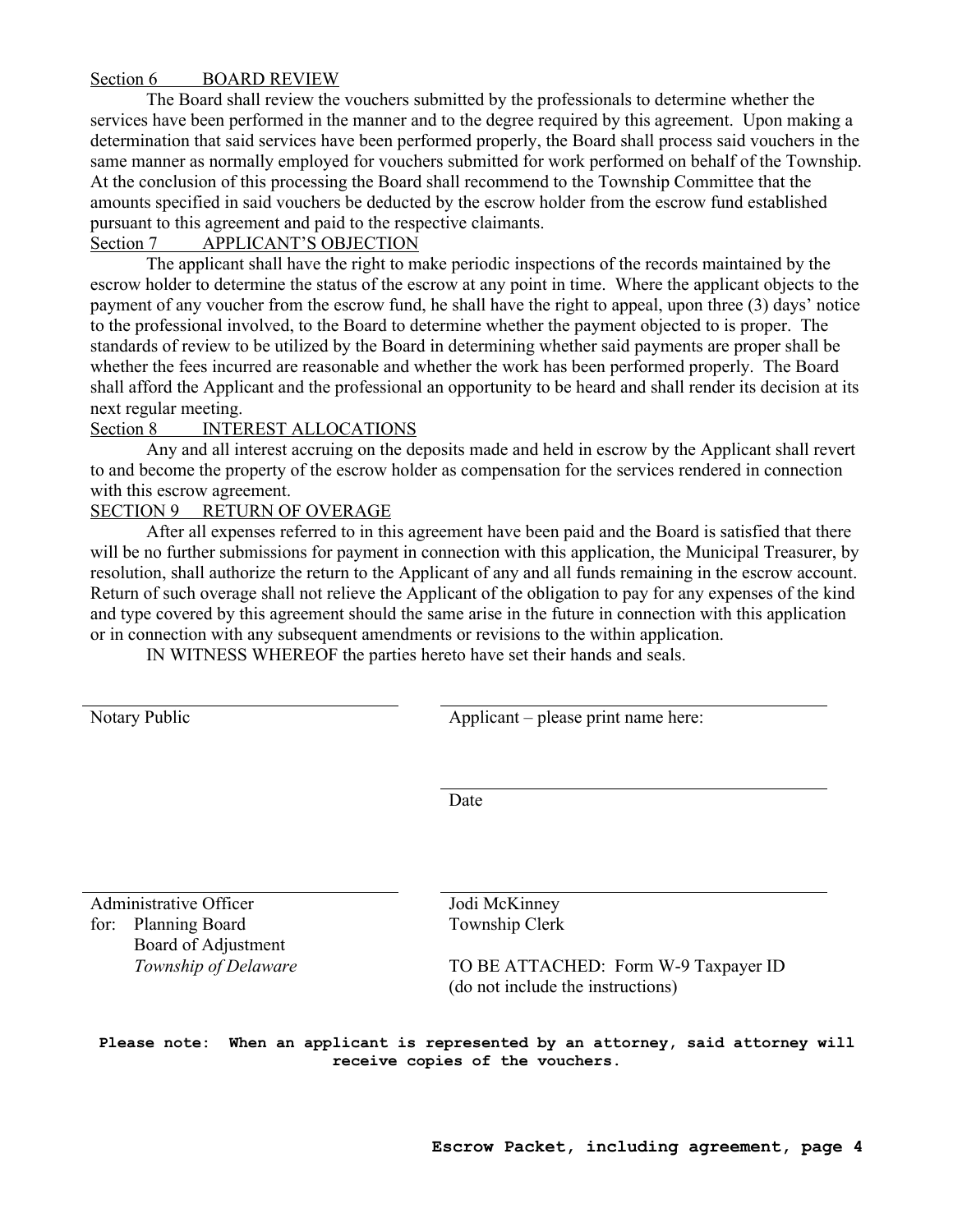Section 6 BOARD REVIEW

The Board shall review the vouchers submitted by the professionals to determine whether the services have been performed in the manner and to the degree required by this agreement. Upon making a determination that said services have been performed properly, the Board shall process said vouchers in the same manner as normally employed for vouchers submitted for work performed on behalf of the Township. At the conclusion of this processing the Board shall recommend to the Township Committee that the amounts specified in said vouchers be deducted by the escrow holder from the escrow fund established pursuant to this agreement and paid to the respective claimants.

Section 7 APPLICANT'S OBJECTION

The applicant shall have the right to make periodic inspections of the records maintained by the escrow holder to determine the status of the escrow at any point in time. Where the applicant objects to the payment of any voucher from the escrow fund, he shall have the right to appeal, upon three (3) days' notice to the professional involved, to the Board to determine whether the payment objected to is proper. The standards of review to be utilized by the Board in determining whether said payments are proper shall be whether the fees incurred are reasonable and whether the work has been performed properly. The Board shall afford the Applicant and the professional an opportunity to be heard and shall render its decision at its next regular meeting.

Section 8 INTEREST ALLOCATIONS

Any and all interest accruing on the deposits made and held in escrow by the Applicant shall revert to and become the property of the escrow holder as compensation for the services rendered in connection with this escrow agreement.

SECTION 9 RETURN OF OVERAGE

After all expenses referred to in this agreement have been paid and the Board is satisfied that there will be no further submissions for payment in connection with this application, the Municipal Treasurer, by resolution, shall authorize the return to the Applicant of any and all funds remaining in the escrow account. Return of such overage shall not relieve the Applicant of the obligation to pay for any expenses of the kind and type covered by this agreement should the same arise in the future in connection with this application or in connection with any subsequent amendments or revisions to the within application.

IN WITNESS WHEREOF the parties hereto have set their hands and seals.

Notary Public

Applicant – please print name here:

Date

Administrative Officer
for: Planning Board
Board of Adjustment
*Township of Delaware*

Jodi McKinney
Township Clerk

TO BE ATTACHED: Form W-9 Taxpayer ID
(do not include the instructions)

**Please note: When an applicant is represented by an attorney, said attorney will receive copies of the vouchers.**

**Escrow Packet, including agreement, page 4**